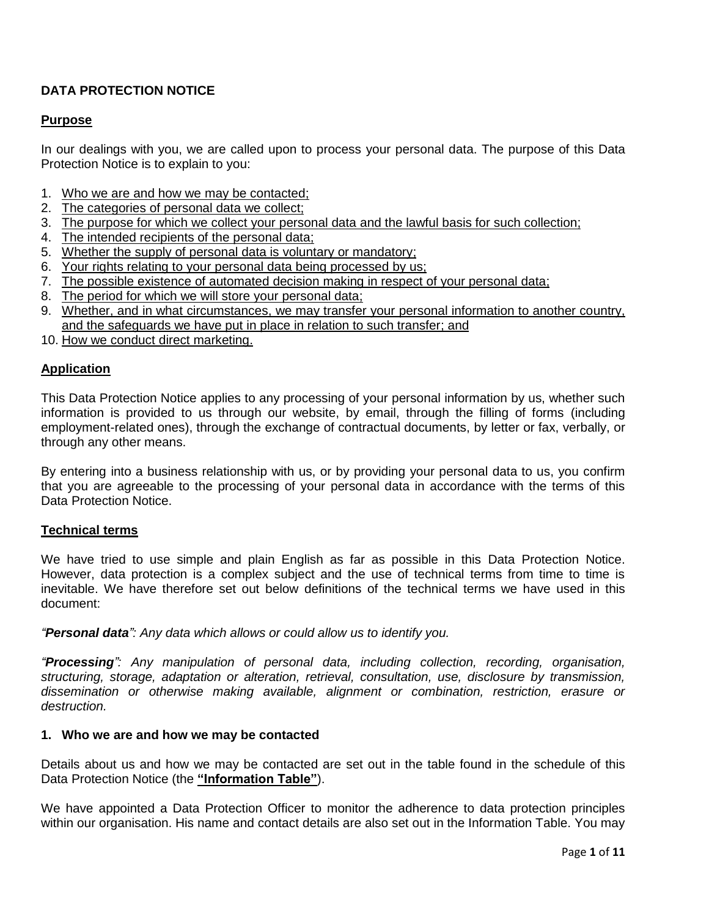# DATA PROTECTION NOTICE

## Purpose

In our dealings with you, we are called upon to process your personal data. The purpose of this Data Protection Notice is to explain to you:

1. Who we are and how we may be contacted;
2. The categories of personal data we collect;
3. The purpose for which we collect your personal data and the lawful basis for such collection;
4. The intended recipients of the personal data;
5. Whether the supply of personal data is voluntary or mandatory;
6. Your rights relating to your personal data being processed by us;
7. The possible existence of automated decision making in respect of your personal data;
8. The period for which we will store your personal data;
9. Whether, and in what circumstances, we may transfer your personal information to another country, and the safeguards we have put in place in relation to such transfer; and
10. How we conduct direct marketing.

## Application

This Data Protection Notice applies to any processing of your personal information by us, whether such information is provided to us through our website, by email, through the filling of forms (including employment-related ones), through the exchange of contractual documents, by letter or fax, verbally, or through any other means.

By entering into a business relationship with us, or by providing your personal data to us, you confirm that you are agreeable to the processing of your personal data in accordance with the terms of this Data Protection Notice.

## Technical terms

We have tried to use simple and plain English as far as possible in this Data Protection Notice. However, data protection is a complex subject and the use of technical terms from time to time is inevitable. We have therefore set out below definitions of the technical terms we have used in this document:

*"**Personal data**": Any data which allows or could allow us to identify you.*

*"**Processing**": Any manipulation of personal data, including collection, recording, organisation, structuring, storage, adaptation or alteration, retrieval, consultation, use, disclosure by transmission, dissemination or otherwise making available, alignment or combination, restriction, erasure or destruction.*

## 1. Who we are and how we may be contacted

Details about us and how we may be contacted are set out in the table found in the schedule of this Data Protection Notice (the **"Information Table"**).

We have appointed a Data Protection Officer to monitor the adherence to data protection principles within our organisation. His name and contact details are also set out in the Information Table. You may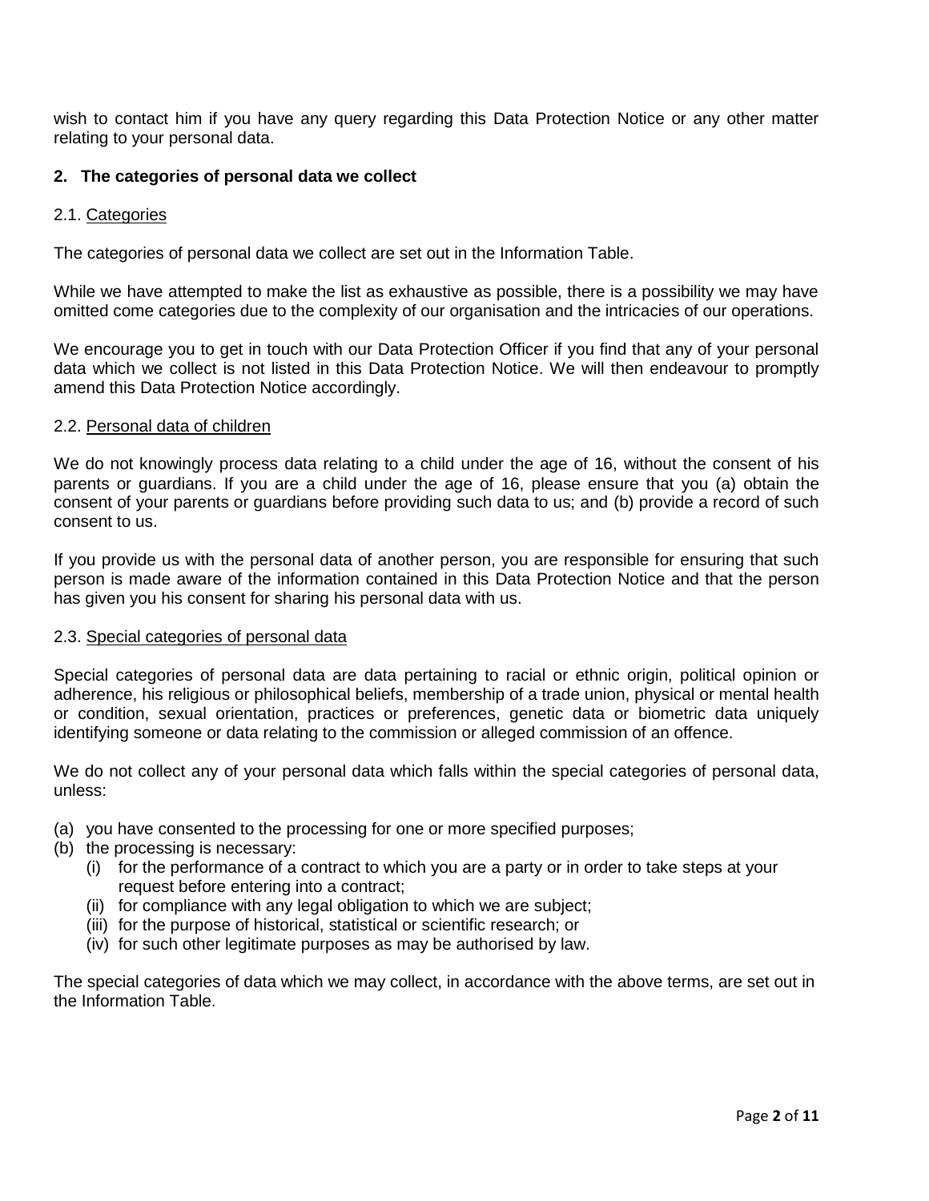wish to contact him if you have any query regarding this Data Protection Notice or any other matter relating to your personal data.

## 2. The categories of personal data we collect

### 2.1. Categories

The categories of personal data we collect are set out in the Information Table.

While we have attempted to make the list as exhaustive as possible, there is a possibility we may have omitted come categories due to the complexity of our organisation and the intricacies of our operations.

We encourage you to get in touch with our Data Protection Officer if you find that any of your personal data which we collect is not listed in this Data Protection Notice. We will then endeavour to promptly amend this Data Protection Notice accordingly.

### 2.2. Personal data of children

We do not knowingly process data relating to a child under the age of 16, without the consent of his parents or guardians. If you are a child under the age of 16, please ensure that you (a) obtain the consent of your parents or guardians before providing such data to us; and (b) provide a record of such consent to us.

If you provide us with the personal data of another person, you are responsible for ensuring that such person is made aware of the information contained in this Data Protection Notice and that the person has given you his consent for sharing his personal data with us.

### 2.3. Special categories of personal data

Special categories of personal data are data pertaining to racial or ethnic origin, political opinion or adherence, his religious or philosophical beliefs, membership of a trade union, physical or mental health or condition, sexual orientation, practices or preferences, genetic data or biometric data uniquely identifying someone or data relating to the commission or alleged commission of an offence.

We do not collect any of your personal data which falls within the special categories of personal data, unless:

(a) you have consented to the processing for one or more specified purposes;
(b) the processing is necessary:
   (i) for the performance of a contract to which you are a party or in order to take steps at your request before entering into a contract;
   (ii) for compliance with any legal obligation to which we are subject;
   (iii) for the purpose of historical, statistical or scientific research; or
   (iv) for such other legitimate purposes as may be authorised by law.

The special categories of data which we may collect, in accordance with the above terms, are set out in the Information Table.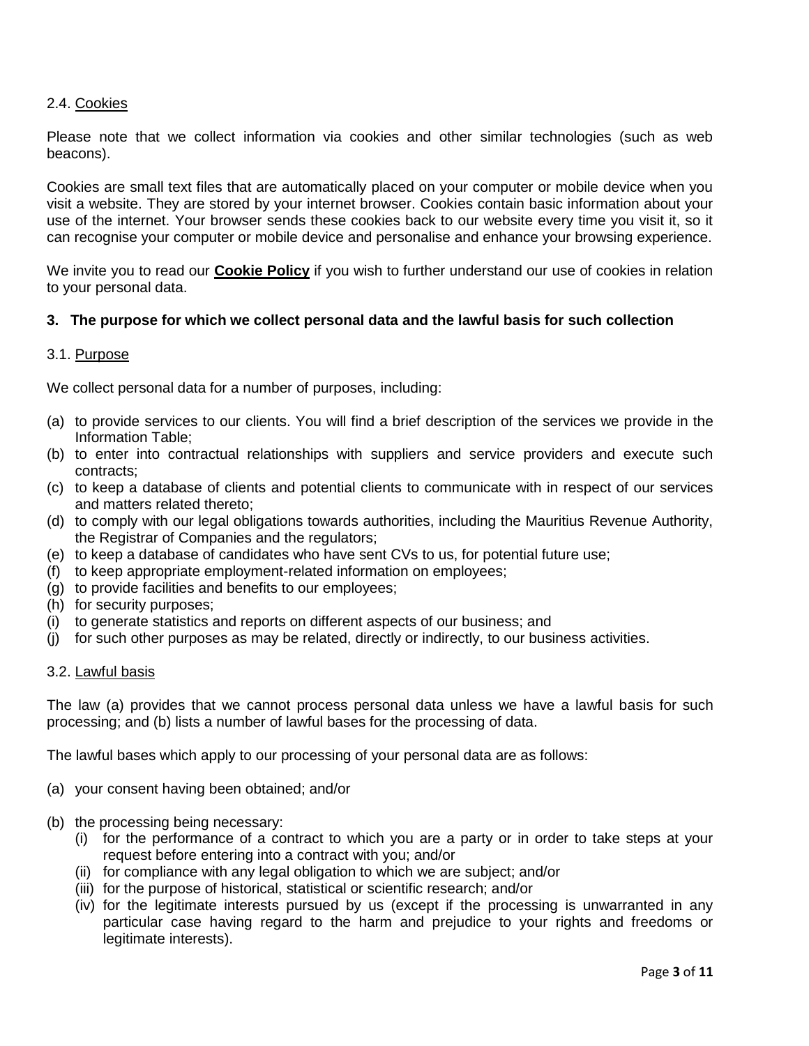### 2.4. Cookies

Please note that we collect information via cookies and other similar technologies (such as web beacons).

Cookies are small text files that are automatically placed on your computer or mobile device when you visit a website. They are stored by your internet browser. Cookies contain basic information about your use of the internet. Your browser sends these cookies back to our website every time you visit it, so it can recognise your computer or mobile device and personalise and enhance your browsing experience.

We invite you to read our **Cookie Policy** if you wish to further understand our use of cookies in relation to your personal data.

## 3. The purpose for which we collect personal data and the lawful basis for such collection

### 3.1. Purpose

We collect personal data for a number of purposes, including:

(a) to provide services to our clients. You will find a brief description of the services we provide in the Information Table;
(b) to enter into contractual relationships with suppliers and service providers and execute such contracts;
(c) to keep a database of clients and potential clients to communicate with in respect of our services and matters related thereto;
(d) to comply with our legal obligations towards authorities, including the Mauritius Revenue Authority, the Registrar of Companies and the regulators;
(e) to keep a database of candidates who have sent CVs to us, for potential future use;
(f) to keep appropriate employment-related information on employees;
(g) to provide facilities and benefits to our employees;
(h) for security purposes;
(i) to generate statistics and reports on different aspects of our business; and
(j) for such other purposes as may be related, directly or indirectly, to our business activities.

### 3.2. Lawful basis

The law (a) provides that we cannot process personal data unless we have a lawful basis for such processing; and (b) lists a number of lawful bases for the processing of data.

The lawful bases which apply to our processing of your personal data are as follows:

(a) your consent having been obtained; and/or

(b) the processing being necessary:
   (i) for the performance of a contract to which you are a party or in order to take steps at your request before entering into a contract with you; and/or
   (ii) for compliance with any legal obligation to which we are subject; and/or
   (iii) for the purpose of historical, statistical or scientific research; and/or
   (iv) for the legitimate interests pursued by us (except if the processing is unwarranted in any particular case having regard to the harm and prejudice to your rights and freedoms or legitimate interests).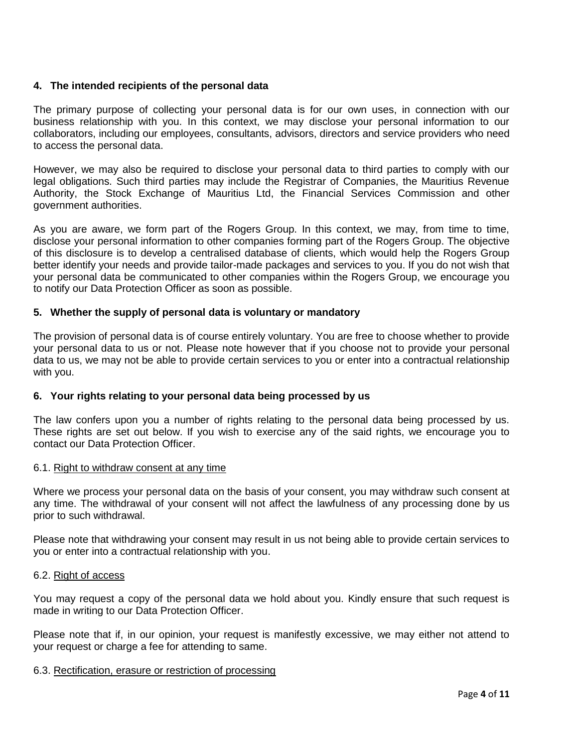## 4. The intended recipients of the personal data

The primary purpose of collecting your personal data is for our own uses, in connection with our business relationship with you. In this context, we may disclose your personal information to our collaborators, including our employees, consultants, advisors, directors and service providers who need to access the personal data.

However, we may also be required to disclose your personal data to third parties to comply with our legal obligations. Such third parties may include the Registrar of Companies, the Mauritius Revenue Authority, the Stock Exchange of Mauritius Ltd, the Financial Services Commission and other government authorities.

As you are aware, we form part of the Rogers Group. In this context, we may, from time to time, disclose your personal information to other companies forming part of the Rogers Group. The objective of this disclosure is to develop a centralised database of clients, which would help the Rogers Group better identify your needs and provide tailor-made packages and services to you. If you do not wish that your personal data be communicated to other companies within the Rogers Group, we encourage you to notify our Data Protection Officer as soon as possible.

## 5. Whether the supply of personal data is voluntary or mandatory

The provision of personal data is of course entirely voluntary. You are free to choose whether to provide your personal data to us or not. Please note however that if you choose not to provide your personal data to us, we may not be able to provide certain services to you or enter into a contractual relationship with you.

## 6. Your rights relating to your personal data being processed by us

The law confers upon you a number of rights relating to the personal data being processed by us. These rights are set out below. If you wish to exercise any of the said rights, we encourage you to contact our Data Protection Officer.

### 6.1. Right to withdraw consent at any time

Where we process your personal data on the basis of your consent, you may withdraw such consent at any time. The withdrawal of your consent will not affect the lawfulness of any processing done by us prior to such withdrawal.

Please note that withdrawing your consent may result in us not being able to provide certain services to you or enter into a contractual relationship with you.

### 6.2. Right of access

You may request a copy of the personal data we hold about you. Kindly ensure that such request is made in writing to our Data Protection Officer.

Please note that if, in our opinion, your request is manifestly excessive, we may either not attend to your request or charge a fee for attending to same.

### 6.3. Rectification, erasure or restriction of processing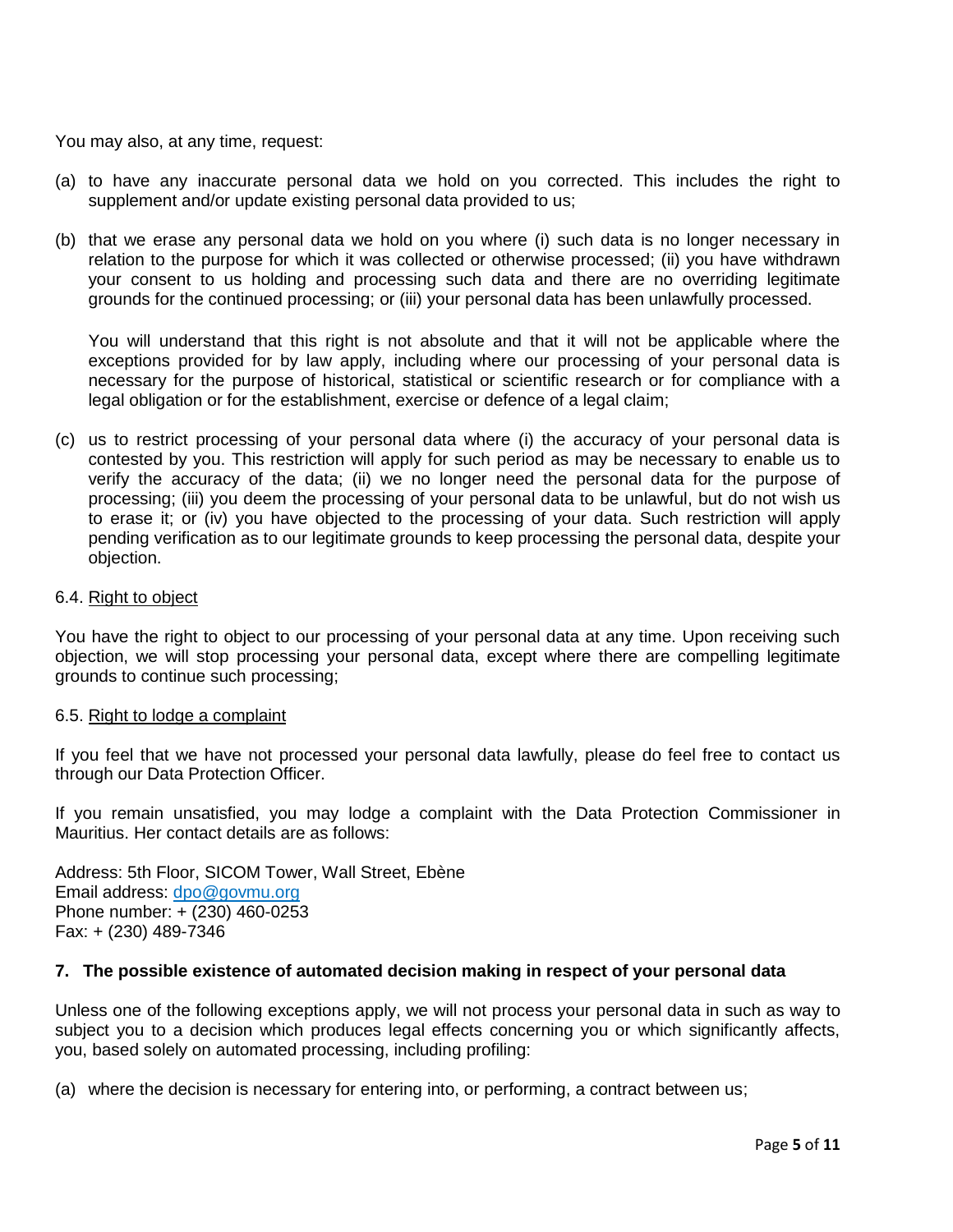You may also, at any time, request:

(a) to have any inaccurate personal data we hold on you corrected. This includes the right to supplement and/or update existing personal data provided to us;

(b) that we erase any personal data we hold on you where (i) such data is no longer necessary in relation to the purpose for which it was collected or otherwise processed; (ii) you have withdrawn your consent to us holding and processing such data and there are no overriding legitimate grounds for the continued processing; or (iii) your personal data has been unlawfully processed.

   You will understand that this right is not absolute and that it will not be applicable where the exceptions provided for by law apply, including where our processing of your personal data is necessary for the purpose of historical, statistical or scientific research or for compliance with a legal obligation or for the establishment, exercise or defence of a legal claim;

(c) us to restrict processing of your personal data where (i) the accuracy of your personal data is contested by you. This restriction will apply for such period as may be necessary to enable us to verify the accuracy of the data; (ii) we no longer need the personal data for the purpose of processing; (iii) you deem the processing of your personal data to be unlawful, but do not wish us to erase it; or (iv) you have objected to the processing of your data. Such restriction will apply pending verification as to our legitimate grounds to keep processing the personal data, despite your objection.

6.4. Right to object

You have the right to object to our processing of your personal data at any time. Upon receiving such objection, we will stop processing your personal data, except where there are compelling legitimate grounds to continue such processing;

6.5. Right to lodge a complaint

If you feel that we have not processed your personal data lawfully, please do feel free to contact us through our Data Protection Officer.

If you remain unsatisfied, you may lodge a complaint with the Data Protection Commissioner in Mauritius. Her contact details are as follows:

Address: 5th Floor, SICOM Tower, Wall Street, Ebène
Email address: dpo@govmu.org
Phone number: + (230) 460-0253
Fax: + (230) 489-7346

### 7. The possible existence of automated decision making in respect of your personal data

Unless one of the following exceptions apply, we will not process your personal data in such as way to subject you to a decision which produces legal effects concerning you or which significantly affects, you, based solely on automated processing, including profiling:

(a) where the decision is necessary for entering into, or performing, a contract between us;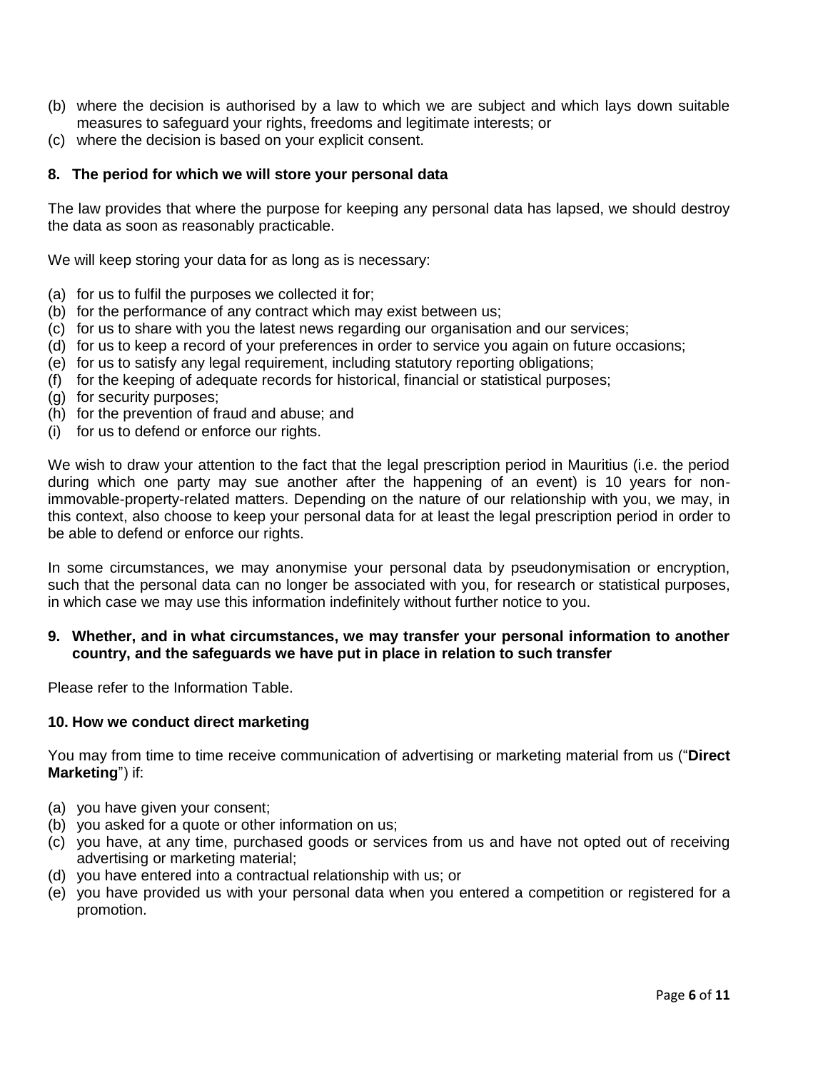(b) where the decision is authorised by a law to which we are subject and which lays down suitable measures to safeguard your rights, freedoms and legitimate interests; or
(c) where the decision is based on your explicit consent.

## 8. The period for which we will store your personal data

The law provides that where the purpose for keeping any personal data has lapsed, we should destroy the data as soon as reasonably practicable.

We will keep storing your data for as long as is necessary:

(a) for us to fulfil the purposes we collected it for;
(b) for the performance of any contract which may exist between us;
(c) for us to share with you the latest news regarding our organisation and our services;
(d) for us to keep a record of your preferences in order to service you again on future occasions;
(e) for us to satisfy any legal requirement, including statutory reporting obligations;
(f) for the keeping of adequate records for historical, financial or statistical purposes;
(g) for security purposes;
(h) for the prevention of fraud and abuse; and
(i) for us to defend or enforce our rights.

We wish to draw your attention to the fact that the legal prescription period in Mauritius (i.e. the period during which one party may sue another after the happening of an event) is 10 years for non-immovable-property-related matters. Depending on the nature of our relationship with you, we may, in this context, also choose to keep your personal data for at least the legal prescription period in order to be able to defend or enforce our rights.

In some circumstances, we may anonymise your personal data by pseudonymisation or encryption, such that the personal data can no longer be associated with you, for research or statistical purposes, in which case we may use this information indefinitely without further notice to you.

## 9. Whether, and in what circumstances, we may transfer your personal information to another country, and the safeguards we have put in place in relation to such transfer

Please refer to the Information Table.

## 10. How we conduct direct marketing

You may from time to time receive communication of advertising or marketing material from us ("**Direct Marketing**") if:

(a) you have given your consent;
(b) you asked for a quote or other information on us;
(c) you have, at any time, purchased goods or services from us and have not opted out of receiving advertising or marketing material;
(d) you have entered into a contractual relationship with us; or
(e) you have provided us with your personal data when you entered a competition or registered for a promotion.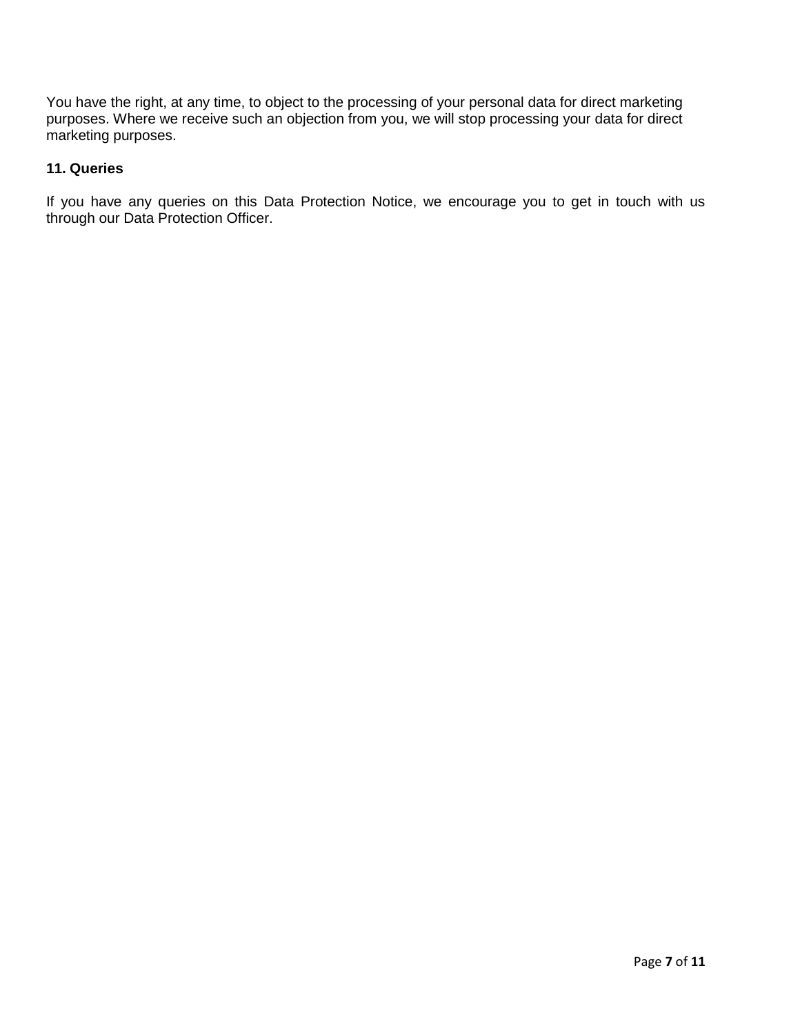You have the right, at any time, to object to the processing of your personal data for direct marketing purposes. Where we receive such an objection from you, we will stop processing your data for direct marketing purposes.

## 11. Queries

If you have any queries on this Data Protection Notice, we encourage you to get in touch with us through our Data Protection Officer.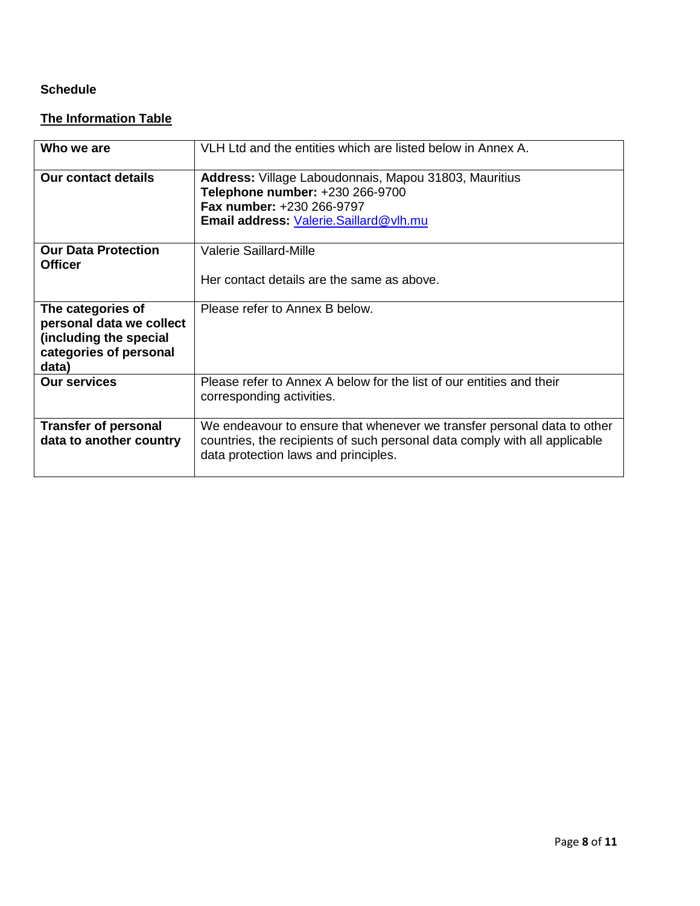**Schedule**

**The Information Table**

| Who we are | VLH Ltd and the entities which are listed below in Annex A. |
|---|---|
| **Our contact details** | **Address:** Village Laboudonnais, Mapou 31803, Mauritius<br>**Telephone number:** +230 266-9700<br>**Fax number:** +230 266-9797<br>**Email address:** Valerie.Saillard@vlh.mu |
| **Our Data Protection Officer** | Valerie Saillard-Mille<br><br>Her contact details are the same as above. |
| **The categories of personal data we collect (including the special categories of personal data)** | Please refer to Annex B below. |
| **Our services** | Please refer to Annex A below for the list of our entities and their corresponding activities. |
| **Transfer of personal data to another country** | We endeavour to ensure that whenever we transfer personal data to other countries, the recipients of such personal data comply with all applicable data protection laws and principles. |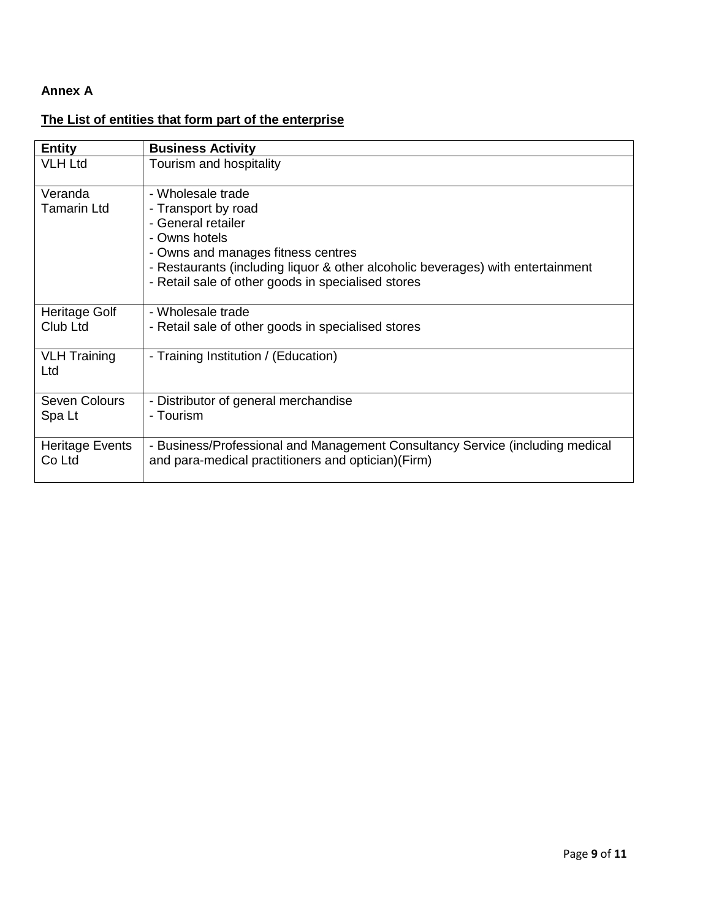**Annex A**

**The List of entities that form part of the enterprise**

| Entity | Business Activity |
|---|---|
| VLH Ltd | Tourism and hospitality |
| Veranda Tamarin Ltd | - Wholesale trade<br>- Transport by road<br>- General retailer<br>- Owns hotels<br>- Owns and manages fitness centres<br>- Restaurants (including liquor & other alcoholic beverages) with entertainment<br>- Retail sale of other goods in specialised stores |
| Heritage Golf Club Ltd | - Wholesale trade<br>- Retail sale of other goods in specialised stores |
| VLH Training Ltd | - Training Institution / (Education) |
| Seven Colours Spa Lt | - Distributor of general merchandise<br>- Tourism |
| Heritage Events Co Ltd | - Business/Professional and Management Consultancy Service (including medical and para-medical practitioners and optician)(Firm) |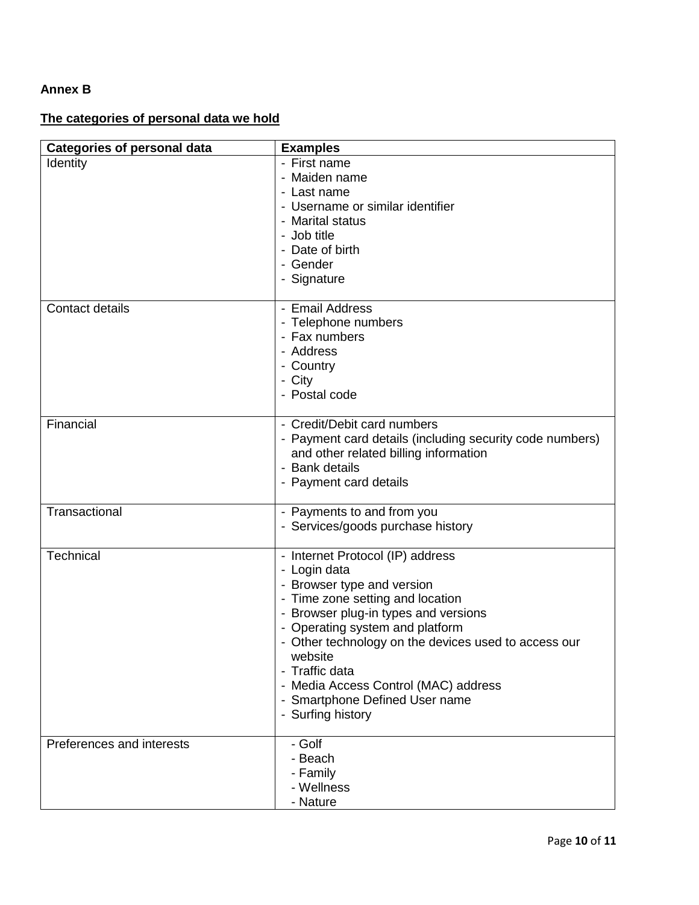**Annex B**

**The categories of personal data we hold**

| Categories of personal data | Examples |
| --- | --- |
| Identity | - First name<br>- Maiden name<br>- Last name<br>- Username or similar identifier<br>- Marital status<br>- Job title<br>- Date of birth<br>- Gender<br>- Signature |
| Contact details | - Email Address<br>- Telephone numbers<br>- Fax numbers<br>- Address<br>- Country<br>- City<br>- Postal code |
| Financial | - Credit/Debit card numbers<br>- Payment card details (including security code numbers) and other related billing information<br>- Bank details<br>- Payment card details |
| Transactional | - Payments to and from you<br>- Services/goods purchase history |
| Technical | - Internet Protocol (IP) address<br>- Login data<br>- Browser type and version<br>- Time zone setting and location<br>- Browser plug-in types and versions<br>- Operating system and platform<br>- Other technology on the devices used to access our website<br>- Traffic data<br>- Media Access Control (MAC) address<br>- Smartphone Defined User name<br>- Surfing history |
| Preferences and interests | - Golf<br>- Beach<br>- Family<br>- Wellness<br>- Nature |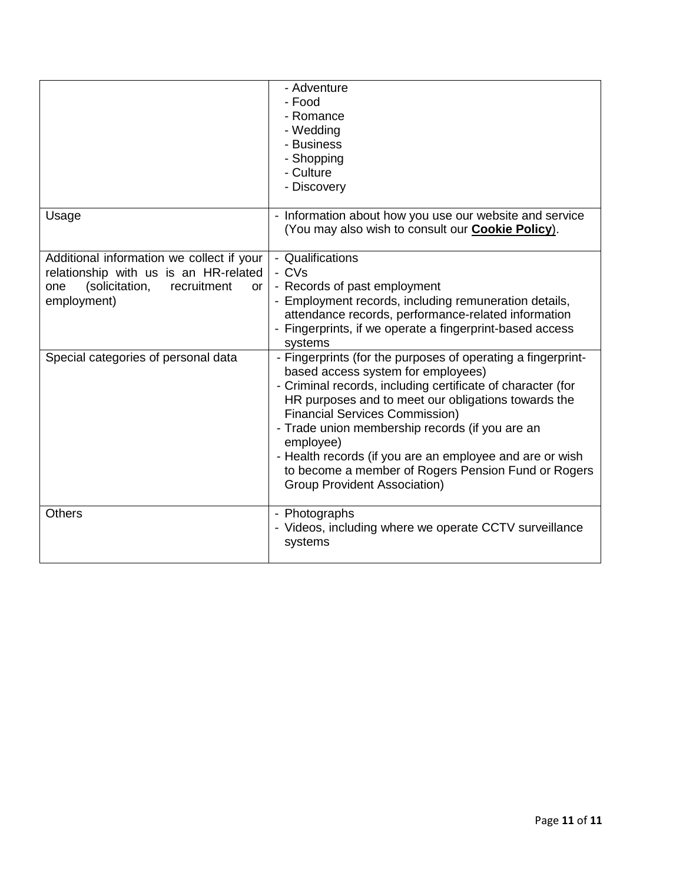| | |
|---|---|
| | - Adventure<br>- Food<br>- Romance<br>- Wedding<br>- Business<br>- Shopping<br>- Culture<br>- Discovery |
| Usage | - Information about how you use our website and service (You may also wish to consult our **Cookie Policy**). |
| Additional information we collect if your relationship with us is an HR-related one (solicitation, recruitment or employment) | - Qualifications<br>- CVs<br>- Records of past employment<br>- Employment records, including remuneration details, attendance records, performance-related information<br>- Fingerprints, if we operate a fingerprint-based access systems |
| Special categories of personal data | - Fingerprints (for the purposes of operating a fingerprint-based access system for employees)<br>- Criminal records, including certificate of character (for HR purposes and to meet our obligations towards the Financial Services Commission)<br>- Trade union membership records (if you are an employee)<br>- Health records (if you are an employee and are or wish to become a member of Rogers Pension Fund or Rogers Group Provident Association) |
| Others | - Photographs<br>- Videos, including where we operate CCTV surveillance systems |